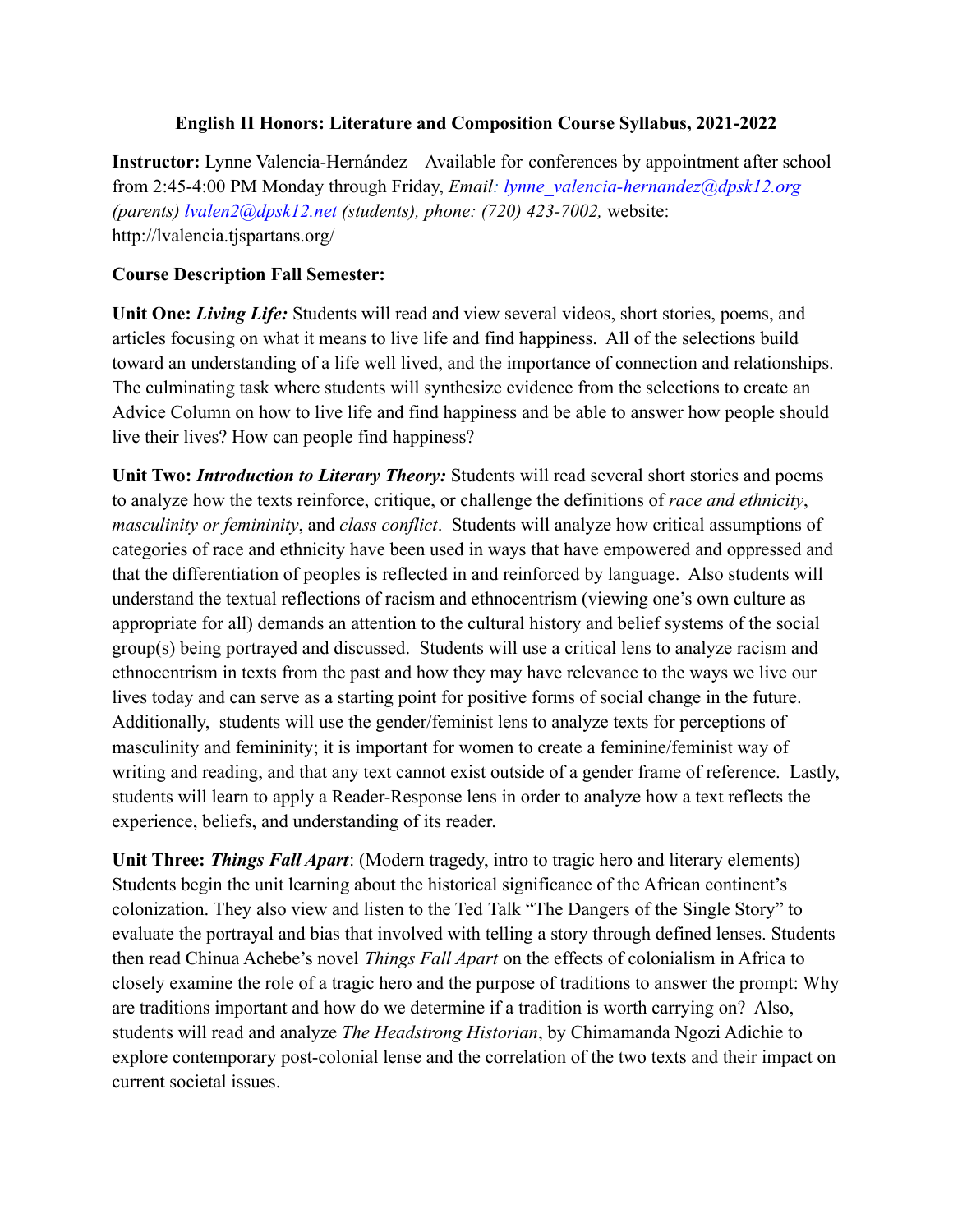**English II Honors: Literature and Composition Course Syllabus, 2021-2022**

**Instructor:** Lynne Valencia-Hernández – Available for conferences by appointment after school from 2:45-4:00 PM Monday through Friday, *Email: lynne_valencia-hernandez@dpsk12.org (parents) lvalen2@dpsk12.net (students), phone: (720) 423-7002,* website: http://lvalencia.tjspartans.org/

**Course Description Fall Semester:**

**Unit One: *Living Life:*** Students will read and view several videos, short stories, poems, and articles focusing on what it means to live life and find happiness. All of the selections build toward an understanding of a life well lived, and the importance of connection and relationships. The culminating task where students will synthesize evidence from the selections to create an Advice Column on how to live life and find happiness and be able to answer how people should live their lives? How can people find happiness?

**Unit Two: *Introduction to Literary Theory:*** Students will read several short stories and poems to analyze how the texts reinforce, critique, or challenge the definitions of *race and ethnicity*, *masculinity or femininity*, and *class conflict*. Students will analyze how critical assumptions of categories of race and ethnicity have been used in ways that have empowered and oppressed and that the differentiation of peoples is reflected in and reinforced by language. Also students will understand the textual reflections of racism and ethnocentrism (viewing one's own culture as appropriate for all) demands an attention to the cultural history and belief systems of the social group(s) being portrayed and discussed. Students will use a critical lens to analyze racism and ethnocentrism in texts from the past and how they may have relevance to the ways we live our lives today and can serve as a starting point for positive forms of social change in the future. Additionally, students will use the gender/feminist lens to analyze texts for perceptions of masculinity and femininity; it is important for women to create a feminine/feminist way of writing and reading, and that any text cannot exist outside of a gender frame of reference. Lastly, students will learn to apply a Reader-Response lens in order to analyze how a text reflects the experience, beliefs, and understanding of its reader.

**Unit Three: *Things Fall Apart*:** (Modern tragedy, intro to tragic hero and literary elements) Students begin the unit learning about the historical significance of the African continent's colonization. They also view and listen to the Ted Talk "The Dangers of the Single Story" to evaluate the portrayal and bias that involved with telling a story through defined lenses. Students then read Chinua Achebe's novel *Things Fall Apart* on the effects of colonialism in Africa to closely examine the role of a tragic hero and the purpose of traditions to answer the prompt: Why are traditions important and how do we determine if a tradition is worth carrying on? Also, students will read and analyze *The Headstrong Historian*, by Chimamanda Ngozi Adichie to explore contemporary post-colonial lense and the correlation of the two texts and their impact on current societal issues.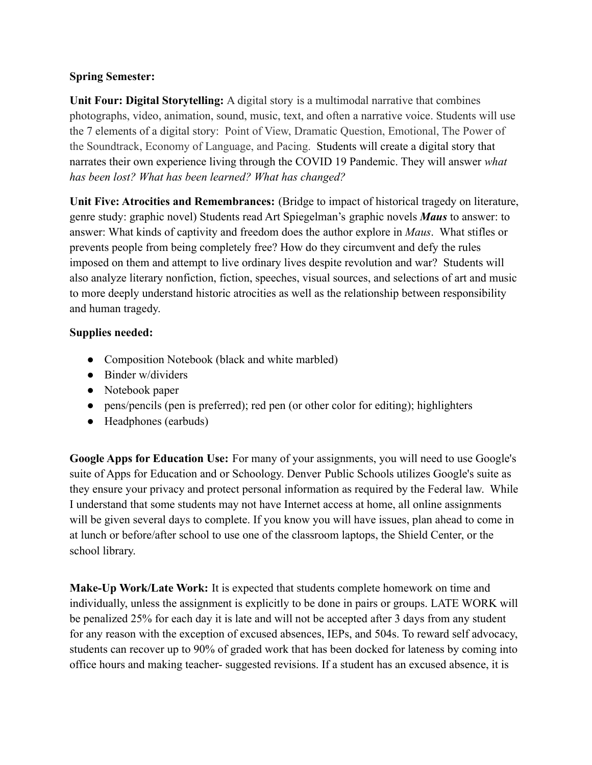**Spring Semester:**

**Unit Four: Digital Storytelling:** A digital story is a multimodal narrative that combines photographs, video, animation, sound, music, text, and often a narrative voice. Students will use the 7 elements of a digital story: Point of View, Dramatic Question, Emotional, The Power of the Soundtrack, Economy of Language, and Pacing. Students will create a digital story that narrates their own experience living through the COVID 19 Pandemic. They will answer *what has been lost? What has been learned? What has changed?*

**Unit Five: Atrocities and Remembrances:** (Bridge to impact of historical tragedy on literature, genre study: graphic novel) Students read Art Spiegelman's graphic novels ***Maus*** to answer: to answer: What kinds of captivity and freedom does the author explore in *Maus*. What stifles or prevents people from being completely free? How do they circumvent and defy the rules imposed on them and attempt to live ordinary lives despite revolution and war? Students will also analyze literary nonfiction, fiction, speeches, visual sources, and selections of art and music to more deeply understand historic atrocities as well as the relationship between responsibility and human tragedy.

**Supplies needed:**

- Composition Notebook (black and white marbled)
- Binder w/dividers
- Notebook paper
- pens/pencils (pen is preferred); red pen (or other color for editing); highlighters
- Headphones (earbuds)

**Google Apps for Education Use:** For many of your assignments, you will need to use Google's suite of Apps for Education and or Schoology. Denver Public Schools utilizes Google's suite as they ensure your privacy and protect personal information as required by the Federal law. While I understand that some students may not have Internet access at home, all online assignments will be given several days to complete. If you know you will have issues, plan ahead to come in at lunch or before/after school to use one of the classroom laptops, the Shield Center, or the school library.

**Make-Up Work/Late Work:** It is expected that students complete homework on time and individually, unless the assignment is explicitly to be done in pairs or groups. LATE WORK will be penalized 25% for each day it is late and will not be accepted after 3 days from any student for any reason with the exception of excused absences, IEPs, and 504s. To reward self advocacy, students can recover up to 90% of graded work that has been docked for lateness by coming into office hours and making teacher- suggested revisions. If a student has an excused absence, it is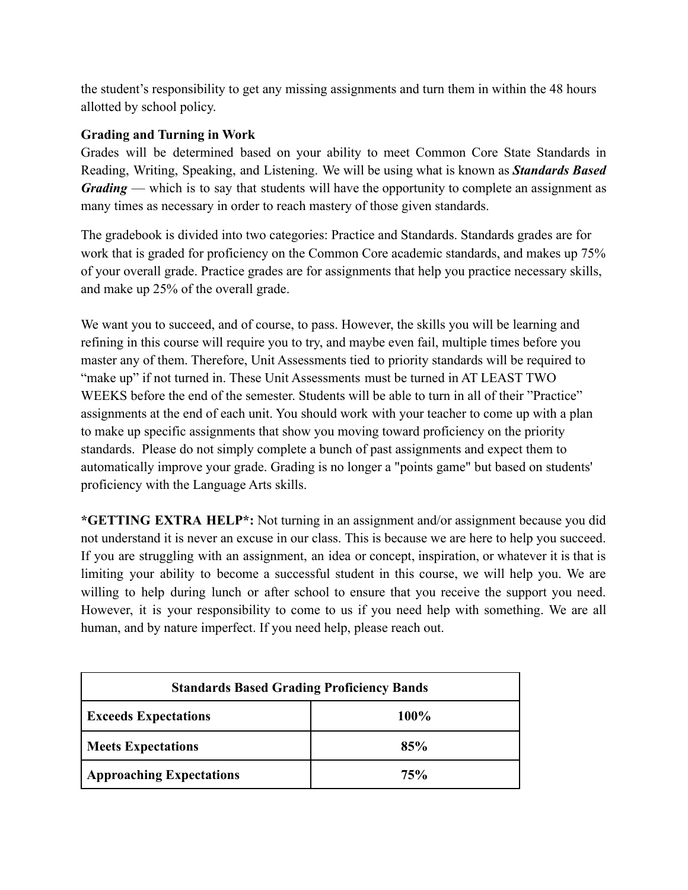the student's responsibility to get any missing assignments and turn them in within the 48 hours allotted by school policy.

**Grading and Turning in Work**

Grades will be determined based on your ability to meet Common Core State Standards in Reading, Writing, Speaking, and Listening. We will be using what is known as ***Standards Based Grading*** — which is to say that students will have the opportunity to complete an assignment as many times as necessary in order to reach mastery of those given standards.

The gradebook is divided into two categories: Practice and Standards. Standards grades are for work that is graded for proficiency on the Common Core academic standards, and makes up 75% of your overall grade. Practice grades are for assignments that help you practice necessary skills, and make up 25% of the overall grade.

We want you to succeed, and of course, to pass. However, the skills you will be learning and refining in this course will require you to try, and maybe even fail, multiple times before you master any of them. Therefore, Unit Assessments tied to priority standards will be required to "make up" if not turned in. These Unit Assessments must be turned in AT LEAST TWO WEEKS before the end of the semester. Students will be able to turn in all of their "Practice" assignments at the end of each unit. You should work with your teacher to come up with a plan to make up specific assignments that show you moving toward proficiency on the priority standards. Please do not simply complete a bunch of past assignments and expect them to automatically improve your grade. Grading is no longer a "points game" but based on students' proficiency with the Language Arts skills.

**\*GETTING EXTRA HELP\*:** Not turning in an assignment and/or assignment because you did not understand it is never an excuse in our class. This is because we are here to help you succeed. If you are struggling with an assignment, an idea or concept, inspiration, or whatever it is that is limiting your ability to become a successful student in this course, we will help you. We are willing to help during lunch or after school to ensure that you receive the support you need. However, it is your responsibility to come to us if you need help with something. We are all human, and by nature imperfect. If you need help, please reach out.

| **Standards Based Grading Proficiency Bands** | |
|---|---|
| **Exceeds Expectations** | **100%** |
| **Meets Expectations** | **85%** |
| **Approaching Expectations** | **75%** |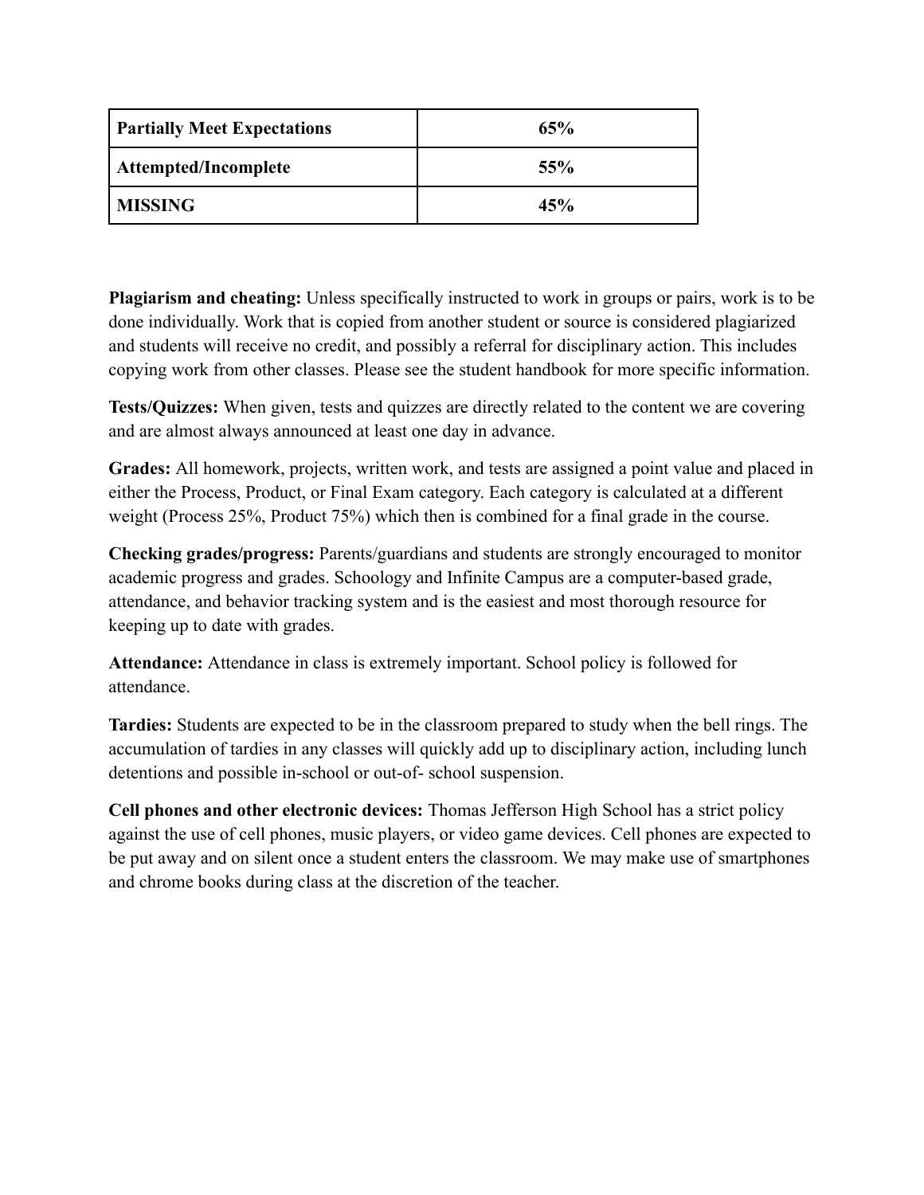| **Partially Meet Expectations** | **65%** |
|---|---|
| **Attempted/Incomplete** | **55%** |
| **MISSING** | **45%** |

**Plagiarism and cheating:** Unless specifically instructed to work in groups or pairs, work is to be done individually. Work that is copied from another student or source is considered plagiarized and students will receive no credit, and possibly a referral for disciplinary action. This includes copying work from other classes. Please see the student handbook for more specific information.

**Tests/Quizzes:** When given, tests and quizzes are directly related to the content we are covering and are almost always announced at least one day in advance.

**Grades:** All homework, projects, written work, and tests are assigned a point value and placed in either the Process, Product, or Final Exam category. Each category is calculated at a different weight (Process 25%, Product 75%) which then is combined for a final grade in the course.

**Checking grades/progress:** Parents/guardians and students are strongly encouraged to monitor academic progress and grades. Schoology and Infinite Campus are a computer-based grade, attendance, and behavior tracking system and is the easiest and most thorough resource for keeping up to date with grades.

**Attendance:** Attendance in class is extremely important. School policy is followed for attendance.

**Tardies:** Students are expected to be in the classroom prepared to study when the bell rings. The accumulation of tardies in any classes will quickly add up to disciplinary action, including lunch detentions and possible in-school or out-of- school suspension.

**Cell phones and other electronic devices:** Thomas Jefferson High School has a strict policy against the use of cell phones, music players, or video game devices. Cell phones are expected to be put away and on silent once a student enters the classroom. We may make use of smartphones and chrome books during class at the discretion of the teacher.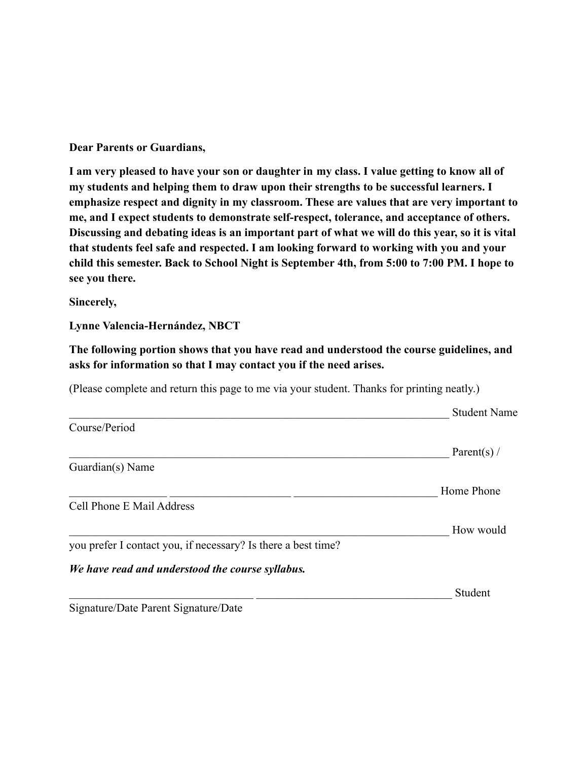**Dear Parents or Guardians,**

**I am very pleased to have your son or daughter in my class. I value getting to know all of my students and helping them to draw upon their strengths to be successful learners. I emphasize respect and dignity in my classroom. These are values that are very important to me, and I expect students to demonstrate self-respect, tolerance, and acceptance of others. Discussing and debating ideas is an important part of what we will do this year, so it is vital that students feel safe and respected. I am looking forward to working with you and your child this semester. Back to School Night is September 4th, from 5:00 to 7:00 PM. I hope to see you there.**

**Sincerely,**

**Lynne Valencia-Hernández, NBCT**

**The following portion shows that you have read and understood the course guidelines, and asks for information so that I may contact you if the need arises.**

(Please complete and return this page to me via your student. Thanks for printing neatly.)

_____________________________________________________________________ Student Name Course/Period

_____________________________________________________________________ Parent(s) / Guardian(s) Name

_________________ _____________________ _________________________ Home Phone Cell Phone E Mail Address

_____________________________________________________________________ How would you prefer I contact you, if necessary? Is there a best time?

***We have read and understood the course syllabus.***

________________________________ __________________________________ Student Signature/Date Parent Signature/Date